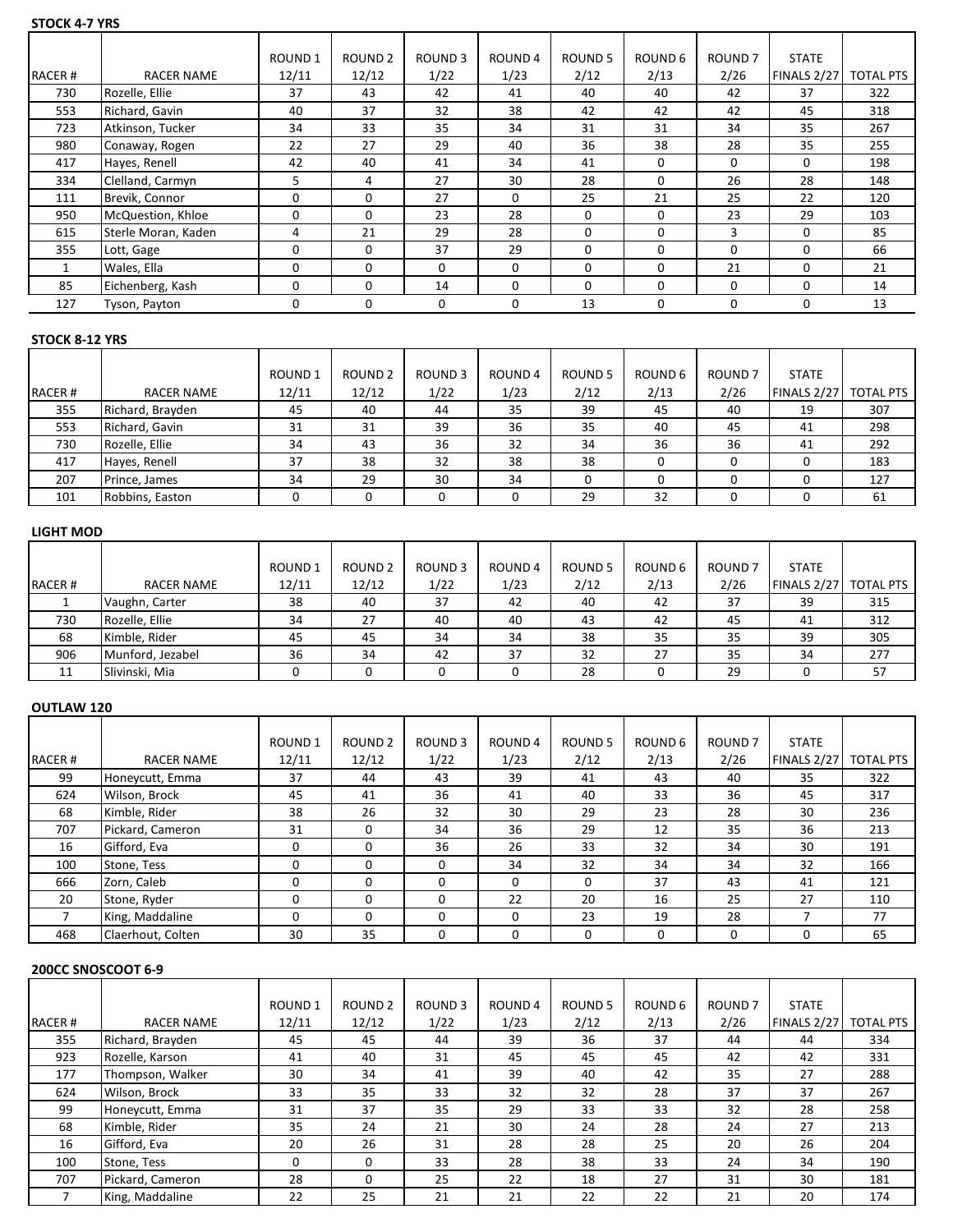**STOCK 4-7 YRS**

| RACER # | RACER NAME | ROUND 1 12/11 | ROUND 2 12/12 | ROUND 3 1/22 | ROUND 4 1/23 | ROUND 5 2/12 | ROUND 6 2/13 | ROUND 7 2/26 | STATE FINALS 2/27 | TOTAL PTS |
|---|---|---|---|---|---|---|---|---|---|---|
| 730 | Rozelle, Ellie | 37 | 43 | 42 | 41 | 40 | 40 | 42 | 37 | 322 |
| 553 | Richard, Gavin | 40 | 37 | 32 | 38 | 42 | 42 | 42 | 45 | 318 |
| 723 | Atkinson, Tucker | 34 | 33 | 35 | 34 | 31 | 31 | 34 | 35 | 267 |
| 980 | Conaway, Rogen | 22 | 27 | 29 | 40 | 36 | 38 | 28 | 35 | 255 |
| 417 | Hayes, Renell | 42 | 40 | 41 | 34 | 41 | 0 | 0 | 0 | 198 |
| 334 | Clelland, Carmyn | 5 | 4 | 27 | 30 | 28 | 0 | 26 | 28 | 148 |
| 111 | Brevik, Connor | 0 | 0 | 27 | 0 | 25 | 21 | 25 | 22 | 120 |
| 950 | McQuestion, Khloe | 0 | 0 | 23 | 28 | 0 | 0 | 23 | 29 | 103 |
| 615 | Sterle Moran, Kaden | 4 | 21 | 29 | 28 | 0 | 0 | 3 | 0 | 85 |
| 355 | Lott, Gage | 0 | 0 | 37 | 29 | 0 | 0 | 0 | 0 | 66 |
| 1 | Wales, Ella | 0 | 0 | 0 | 0 | 0 | 0 | 21 | 0 | 21 |
| 85 | Eichenberg, Kash | 0 | 0 | 14 | 0 | 0 | 0 | 0 | 0 | 14 |
| 127 | Tyson, Payton | 0 | 0 | 0 | 0 | 13 | 0 | 0 | 0 | 13 |

**STOCK 8-12 YRS**

| RACER # | RACER NAME | ROUND 1 12/11 | ROUND 2 12/12 | ROUND 3 1/22 | ROUND 4 1/23 | ROUND 5 2/12 | ROUND 6 2/13 | ROUND 7 2/26 | STATE FINALS 2/27 | TOTAL PTS |
|---|---|---|---|---|---|---|---|---|---|---|
| 355 | Richard, Brayden | 45 | 40 | 44 | 35 | 39 | 45 | 40 | 19 | 307 |
| 553 | Richard, Gavin | 31 | 31 | 39 | 36 | 35 | 40 | 45 | 41 | 298 |
| 730 | Rozelle, Ellie | 34 | 43 | 36 | 32 | 34 | 36 | 36 | 41 | 292 |
| 417 | Hayes, Renell | 37 | 38 | 32 | 38 | 38 | 0 | 0 | 0 | 183 |
| 207 | Prince, James | 34 | 29 | 30 | 34 | 0 | 0 | 0 | 0 | 127 |
| 101 | Robbins, Easton | 0 | 0 | 0 | 0 | 29 | 32 | 0 | 0 | 61 |

**LIGHT MOD**

| RACER # | RACER NAME | ROUND 1 12/11 | ROUND 2 12/12 | ROUND 3 1/22 | ROUND 4 1/23 | ROUND 5 2/12 | ROUND 6 2/13 | ROUND 7 2/26 | STATE FINALS 2/27 | TOTAL PTS |
|---|---|---|---|---|---|---|---|---|---|---|
| 1 | Vaughn, Carter | 38 | 40 | 37 | 42 | 40 | 42 | 37 | 39 | 315 |
| 730 | Rozelle, Ellie | 34 | 27 | 40 | 40 | 43 | 42 | 45 | 41 | 312 |
| 68 | Kimble, Rider | 45 | 45 | 34 | 34 | 38 | 35 | 35 | 39 | 305 |
| 906 | Munford, Jezabel | 36 | 34 | 42 | 37 | 32 | 27 | 35 | 34 | 277 |
| 11 | Slivinski, Mia | 0 | 0 | 0 | 0 | 28 | 0 | 29 | 0 | 57 |

**OUTLAW 120**

| RACER # | RACER NAME | ROUND 1 12/11 | ROUND 2 12/12 | ROUND 3 1/22 | ROUND 4 1/23 | ROUND 5 2/12 | ROUND 6 2/13 | ROUND 7 2/26 | STATE FINALS 2/27 | TOTAL PTS |
|---|---|---|---|---|---|---|---|---|---|---|
| 99 | Honeycutt, Emma | 37 | 44 | 43 | 39 | 41 | 43 | 40 | 35 | 322 |
| 624 | Wilson, Brock | 45 | 41 | 36 | 41 | 40 | 33 | 36 | 45 | 317 |
| 68 | Kimble, Rider | 38 | 26 | 32 | 30 | 29 | 23 | 28 | 30 | 236 |
| 707 | Pickard, Cameron | 31 | 0 | 34 | 36 | 29 | 12 | 35 | 36 | 213 |
| 16 | Gifford, Eva | 0 | 0 | 36 | 26 | 33 | 32 | 34 | 30 | 191 |
| 100 | Stone, Tess | 0 | 0 | 0 | 34 | 32 | 34 | 34 | 32 | 166 |
| 666 | Zorn, Caleb | 0 | 0 | 0 | 0 | 0 | 37 | 43 | 41 | 121 |
| 20 | Stone, Ryder | 0 | 0 | 0 | 22 | 20 | 16 | 25 | 27 | 110 |
| 7 | King, Maddaline | 0 | 0 | 0 | 0 | 23 | 19 | 28 | 7 | 77 |
| 468 | Claerhout, Colten | 30 | 35 | 0 | 0 | 0 | 0 | 0 | 0 | 65 |

**200CC SNOSCOOT 6-9**

| RACER # | RACER NAME | ROUND 1 12/11 | ROUND 2 12/12 | ROUND 3 1/22 | ROUND 4 1/23 | ROUND 5 2/12 | ROUND 6 2/13 | ROUND 7 2/26 | STATE FINALS 2/27 | TOTAL PTS |
|---|---|---|---|---|---|---|---|---|---|---|
| 355 | Richard, Brayden | 45 | 45 | 44 | 39 | 36 | 37 | 44 | 44 | 334 |
| 923 | Rozelle, Karson | 41 | 40 | 31 | 45 | 45 | 45 | 42 | 42 | 331 |
| 177 | Thompson, Walker | 30 | 34 | 41 | 39 | 40 | 42 | 35 | 27 | 288 |
| 624 | Wilson, Brock | 33 | 35 | 33 | 32 | 32 | 28 | 37 | 37 | 267 |
| 99 | Honeycutt, Emma | 31 | 37 | 35 | 29 | 33 | 33 | 32 | 28 | 258 |
| 68 | Kimble, Rider | 35 | 24 | 21 | 30 | 24 | 28 | 24 | 27 | 213 |
| 16 | Gifford, Eva | 20 | 26 | 31 | 28 | 28 | 25 | 20 | 26 | 204 |
| 100 | Stone, Tess | 0 | 0 | 33 | 28 | 38 | 33 | 24 | 34 | 190 |
| 707 | Pickard, Cameron | 28 | 0 | 25 | 22 | 18 | 27 | 31 | 30 | 181 |
| 7 | King, Maddaline | 22 | 25 | 21 | 21 | 22 | 22 | 21 | 20 | 174 |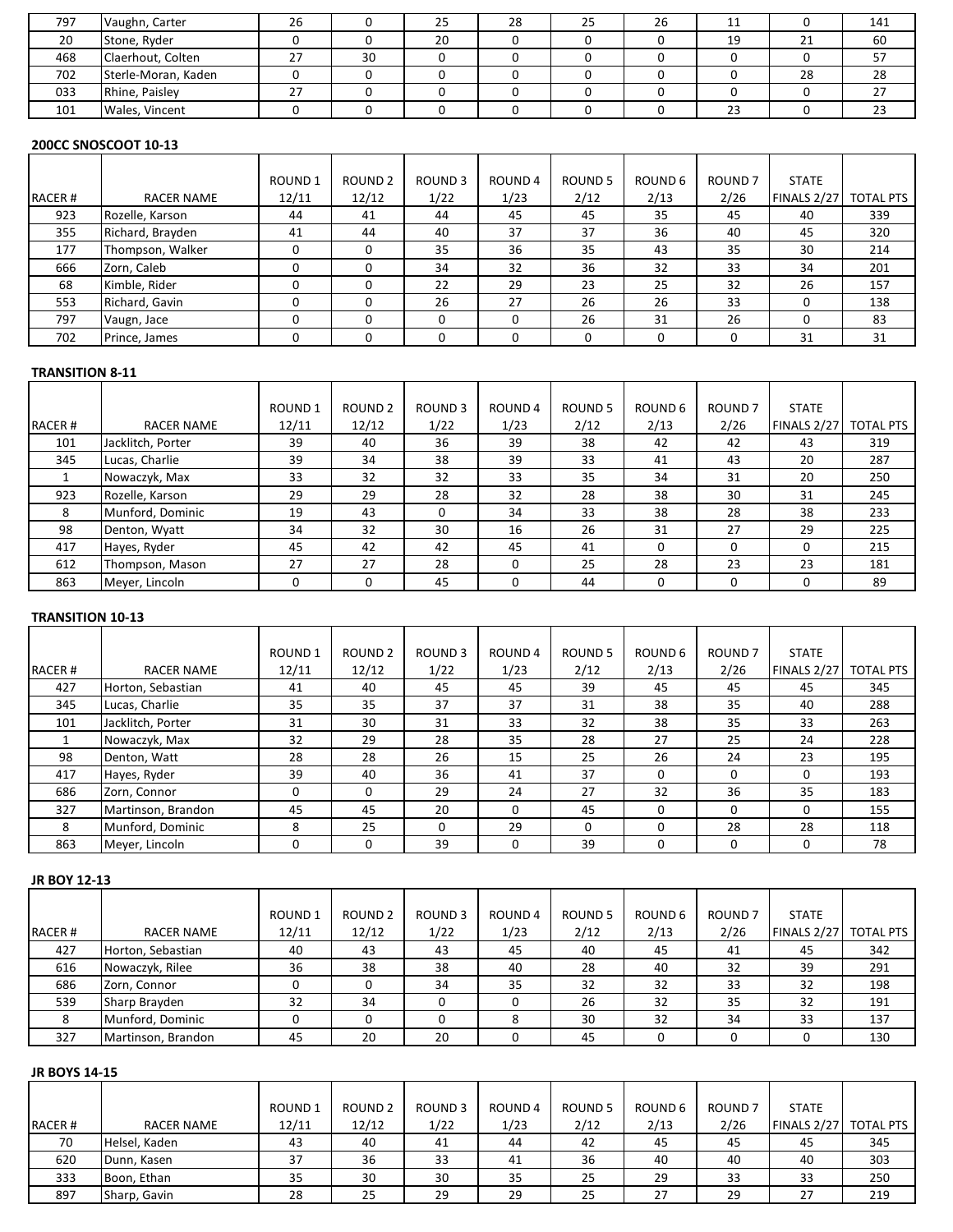| 797 | Vaughn, Carter | 26 | 0 | 25 | 28 | 25 | 26 | 11 | 0 | 141 |
|---|---|---|---|---|---|---|---|---|---|---|
| 20 | Stone, Ryder | 0 | 0 | 20 | 0 | 0 | 0 | 19 | 21 | 60 |
| 468 | Claerhout, Colten | 27 | 30 | 0 | 0 | 0 | 0 | 0 | 0 | 57 |
| 702 | Sterle-Moran, Kaden | 0 | 0 | 0 | 0 | 0 | 0 | 0 | 28 | 28 |
| 033 | Rhine, Paisley | 27 | 0 | 0 | 0 | 0 | 0 | 0 | 0 | 27 |
| 101 | Wales, Vincent | 0 | 0 | 0 | 0 | 0 | 0 | 23 | 0 | 23 |

**200CC SNOSCOOT 10-13**

| RACER # | RACER NAME | ROUND 1 12/11 | ROUND 2 12/12 | ROUND 3 1/22 | ROUND 4 1/23 | ROUND 5 2/12 | ROUND 6 2/13 | ROUND 7 2/26 | STATE FINALS 2/27 | TOTAL PTS |
|---|---|---|---|---|---|---|---|---|---|---|
| 923 | Rozelle, Karson | 44 | 41 | 44 | 45 | 45 | 35 | 45 | 40 | 339 |
| 355 | Richard, Brayden | 41 | 44 | 40 | 37 | 37 | 36 | 40 | 45 | 320 |
| 177 | Thompson, Walker | 0 | 0 | 35 | 36 | 35 | 43 | 35 | 30 | 214 |
| 666 | Zorn, Caleb | 0 | 0 | 34 | 32 | 36 | 32 | 33 | 34 | 201 |
| 68 | Kimble, Rider | 0 | 0 | 22 | 29 | 23 | 25 | 32 | 26 | 157 |
| 553 | Richard, Gavin | 0 | 0 | 26 | 27 | 26 | 26 | 33 | 0 | 138 |
| 797 | Vaugn, Jace | 0 | 0 | 0 | 0 | 26 | 31 | 26 | 0 | 83 |
| 702 | Prince, James | 0 | 0 | 0 | 0 | 0 | 0 | 0 | 31 | 31 |

**TRANSITION 8-11**

| RACER # | RACER NAME | ROUND 1 12/11 | ROUND 2 12/12 | ROUND 3 1/22 | ROUND 4 1/23 | ROUND 5 2/12 | ROUND 6 2/13 | ROUND 7 2/26 | STATE FINALS 2/27 | TOTAL PTS |
|---|---|---|---|---|---|---|---|---|---|---|
| 101 | Jacklitch, Porter | 39 | 40 | 36 | 39 | 38 | 42 | 42 | 43 | 319 |
| 345 | Lucas, Charlie | 39 | 34 | 38 | 39 | 33 | 41 | 43 | 20 | 287 |
| 1 | Nowaczyk, Max | 33 | 32 | 32 | 33 | 35 | 34 | 31 | 20 | 250 |
| 923 | Rozelle, Karson | 29 | 29 | 28 | 32 | 28 | 38 | 30 | 31 | 245 |
| 8 | Munford, Dominic | 19 | 43 | 0 | 34 | 33 | 38 | 28 | 38 | 233 |
| 98 | Denton, Wyatt | 34 | 32 | 30 | 16 | 26 | 31 | 27 | 29 | 225 |
| 417 | Hayes, Ryder | 45 | 42 | 42 | 45 | 41 | 0 | 0 | 0 | 215 |
| 612 | Thompson, Mason | 27 | 27 | 28 | 0 | 25 | 28 | 23 | 23 | 181 |
| 863 | Meyer, Lincoln | 0 | 0 | 45 | 0 | 44 | 0 | 0 | 0 | 89 |

**TRANSITION 10-13**

| RACER # | RACER NAME | ROUND 1 12/11 | ROUND 2 12/12 | ROUND 3 1/22 | ROUND 4 1/23 | ROUND 5 2/12 | ROUND 6 2/13 | ROUND 7 2/26 | STATE FINALS 2/27 | TOTAL PTS |
|---|---|---|---|---|---|---|---|---|---|---|
| 427 | Horton, Sebastian | 41 | 40 | 45 | 45 | 39 | 45 | 45 | 45 | 345 |
| 345 | Lucas, Charlie | 35 | 35 | 37 | 37 | 31 | 38 | 35 | 40 | 288 |
| 101 | Jacklitch, Porter | 31 | 30 | 31 | 33 | 32 | 38 | 35 | 33 | 263 |
| 1 | Nowaczyk, Max | 32 | 29 | 28 | 35 | 28 | 27 | 25 | 24 | 228 |
| 98 | Denton, Watt | 28 | 28 | 26 | 15 | 25 | 26 | 24 | 23 | 195 |
| 417 | Hayes, Ryder | 39 | 40 | 36 | 41 | 37 | 0 | 0 | 0 | 193 |
| 686 | Zorn, Connor | 0 | 0 | 29 | 24 | 27 | 32 | 36 | 35 | 183 |
| 327 | Martinson, Brandon | 45 | 45 | 20 | 0 | 45 | 0 | 0 | 0 | 155 |
| 8 | Munford, Dominic | 8 | 25 | 0 | 29 | 0 | 0 | 28 | 28 | 118 |
| 863 | Meyer, Lincoln | 0 | 0 | 39 | 0 | 39 | 0 | 0 | 0 | 78 |

**JR BOY 12-13**

| RACER # | RACER NAME | ROUND 1 12/11 | ROUND 2 12/12 | ROUND 3 1/22 | ROUND 4 1/23 | ROUND 5 2/12 | ROUND 6 2/13 | ROUND 7 2/26 | STATE FINALS 2/27 | TOTAL PTS |
|---|---|---|---|---|---|---|---|---|---|---|
| 427 | Horton, Sebastian | 40 | 43 | 43 | 45 | 40 | 45 | 41 | 45 | 342 |
| 616 | Nowaczyk, Rilee | 36 | 38 | 38 | 40 | 28 | 40 | 32 | 39 | 291 |
| 686 | Zorn, Connor | 0 | 0 | 34 | 35 | 32 | 32 | 33 | 32 | 198 |
| 539 | Sharp Brayden | 32 | 34 | 0 | 0 | 26 | 32 | 35 | 32 | 191 |
| 8 | Munford, Dominic | 0 | 0 | 0 | 8 | 30 | 32 | 34 | 33 | 137 |
| 327 | Martinson, Brandon | 45 | 20 | 20 | 0 | 45 | 0 | 0 | 0 | 130 |

**JR BOYS 14-15**

| RACER # | RACER NAME | ROUND 1 12/11 | ROUND 2 12/12 | ROUND 3 1/22 | ROUND 4 1/23 | ROUND 5 2/12 | ROUND 6 2/13 | ROUND 7 2/26 | STATE FINALS 2/27 | TOTAL PTS |
|---|---|---|---|---|---|---|---|---|---|---|
| 70 | Helsel, Kaden | 43 | 40 | 41 | 44 | 42 | 45 | 45 | 45 | 345 |
| 620 | Dunn, Kasen | 37 | 36 | 33 | 41 | 36 | 40 | 40 | 40 | 303 |
| 333 | Boon, Ethan | 35 | 30 | 30 | 35 | 25 | 29 | 33 | 33 | 250 |
| 897 | Sharp, Gavin | 28 | 25 | 29 | 29 | 25 | 27 | 29 | 27 | 219 |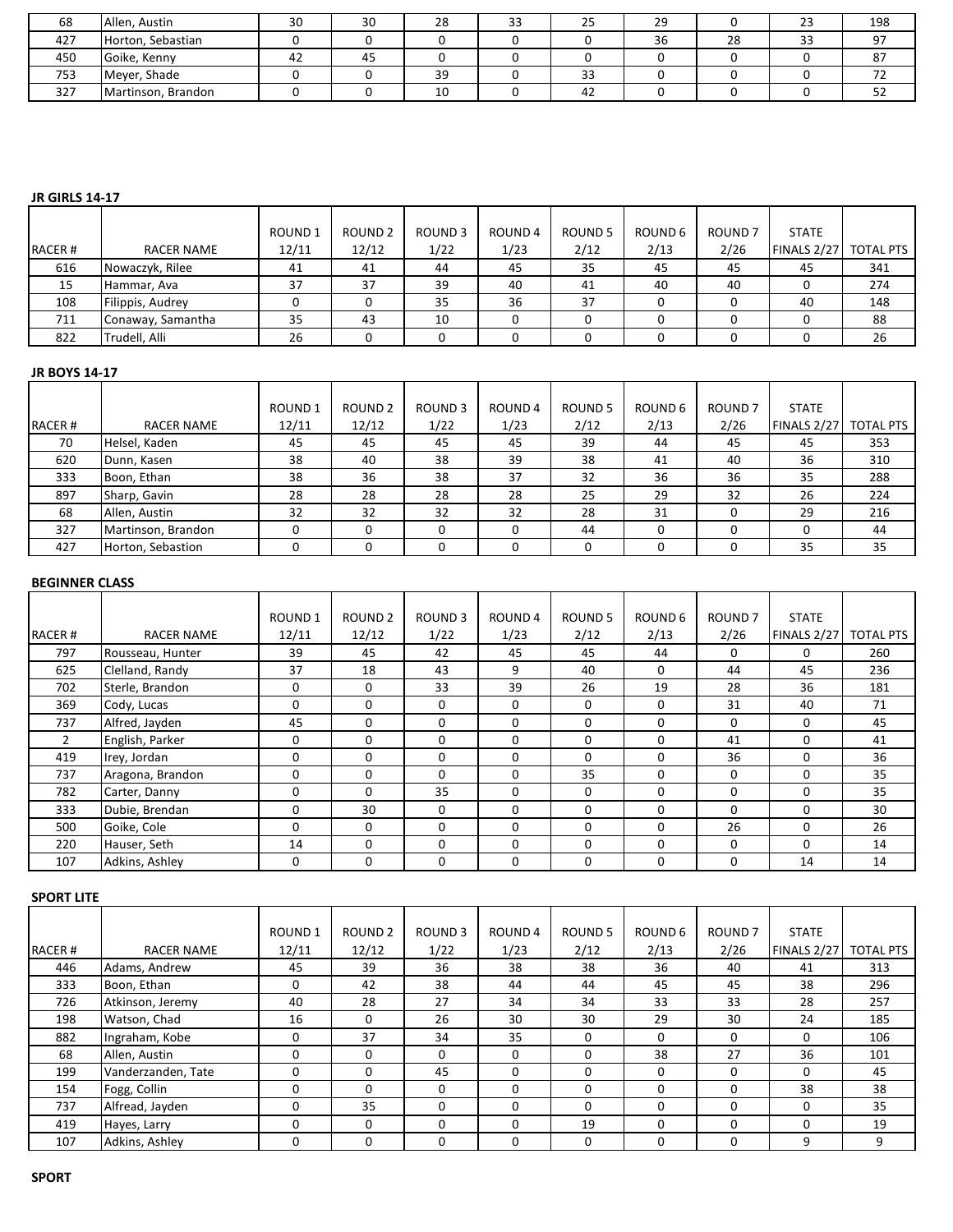| 68 | Allen, Austin | 30 | 30 | 28 | 33 | 25 | 29 | 0 | 23 | 198 |
|---|---|---|---|---|---|---|---|---|---|---|
| 427 | Horton, Sebastian | 0 | 0 | 0 | 0 | 0 | 36 | 28 | 33 | 97 |
| 450 | Goike, Kenny | 42 | 45 | 0 | 0 | 0 | 0 | 0 | 0 | 87 |
| 753 | Meyer, Shade | 0 | 0 | 39 | 0 | 33 | 0 | 0 | 0 | 72 |
| 327 | Martinson, Brandon | 0 | 0 | 10 | 0 | 42 | 0 | 0 | 0 | 52 |

**JR GIRLS 14-17**

| RACER # | RACER NAME | ROUND 1 12/11 | ROUND 2 12/12 | ROUND 3 1/22 | ROUND 4 1/23 | ROUND 5 2/12 | ROUND 6 2/13 | ROUND 7 2/26 | STATE FINALS 2/27 | TOTAL PTS |
|---|---|---|---|---|---|---|---|---|---|---|
| 616 | Nowaczyk, Rilee | 41 | 41 | 44 | 45 | 35 | 45 | 45 | 45 | 341 |
| 15 | Hammar, Ava | 37 | 37 | 39 | 40 | 41 | 40 | 40 | 0 | 274 |
| 108 | Filippis, Audrey | 0 | 0 | 35 | 36 | 37 | 0 | 0 | 40 | 148 |
| 711 | Conaway, Samantha | 35 | 43 | 10 | 0 | 0 | 0 | 0 | 0 | 88 |
| 822 | Trudell, Alli | 26 | 0 | 0 | 0 | 0 | 0 | 0 | 0 | 26 |

**JR BOYS 14-17**

| RACER # | RACER NAME | ROUND 1 12/11 | ROUND 2 12/12 | ROUND 3 1/22 | ROUND 4 1/23 | ROUND 5 2/12 | ROUND 6 2/13 | ROUND 7 2/26 | STATE FINALS 2/27 | TOTAL PTS |
|---|---|---|---|---|---|---|---|---|---|---|
| 70 | Helsel, Kaden | 45 | 45 | 45 | 45 | 39 | 44 | 45 | 45 | 353 |
| 620 | Dunn, Kasen | 38 | 40 | 38 | 39 | 38 | 41 | 40 | 36 | 310 |
| 333 | Boon, Ethan | 38 | 36 | 38 | 37 | 32 | 36 | 36 | 35 | 288 |
| 897 | Sharp, Gavin | 28 | 28 | 28 | 28 | 25 | 29 | 32 | 26 | 224 |
| 68 | Allen, Austin | 32 | 32 | 32 | 32 | 28 | 31 | 0 | 29 | 216 |
| 327 | Martinson, Brandon | 0 | 0 | 0 | 0 | 44 | 0 | 0 | 0 | 44 |
| 427 | Horton, Sebastion | 0 | 0 | 0 | 0 | 0 | 0 | 0 | 35 | 35 |

**BEGINNER CLASS**

| RACER # | RACER NAME | ROUND 1 12/11 | ROUND 2 12/12 | ROUND 3 1/22 | ROUND 4 1/23 | ROUND 5 2/12 | ROUND 6 2/13 | ROUND 7 2/26 | STATE FINALS 2/27 | TOTAL PTS |
|---|---|---|---|---|---|---|---|---|---|---|
| 797 | Rousseau, Hunter | 39 | 45 | 42 | 45 | 45 | 44 | 0 | 0 | 260 |
| 625 | Clelland, Randy | 37 | 18 | 43 | 9 | 40 | 0 | 44 | 45 | 236 |
| 702 | Sterle, Brandon | 0 | 0 | 33 | 39 | 26 | 19 | 28 | 36 | 181 |
| 369 | Cody, Lucas | 0 | 0 | 0 | 0 | 0 | 0 | 31 | 40 | 71 |
| 737 | Alfred, Jayden | 45 | 0 | 0 | 0 | 0 | 0 | 0 | 0 | 45 |
| 2 | English, Parker | 0 | 0 | 0 | 0 | 0 | 0 | 41 | 0 | 41 |
| 419 | Irey, Jordan | 0 | 0 | 0 | 0 | 0 | 0 | 36 | 0 | 36 |
| 737 | Aragona, Brandon | 0 | 0 | 0 | 0 | 35 | 0 | 0 | 0 | 35 |
| 782 | Carter, Danny | 0 | 0 | 35 | 0 | 0 | 0 | 0 | 0 | 35 |
| 333 | Dubie, Brendan | 0 | 30 | 0 | 0 | 0 | 0 | 0 | 0 | 30 |
| 500 | Goike, Cole | 0 | 0 | 0 | 0 | 0 | 0 | 26 | 0 | 26 |
| 220 | Hauser, Seth | 14 | 0 | 0 | 0 | 0 | 0 | 0 | 0 | 14 |
| 107 | Adkins, Ashley | 0 | 0 | 0 | 0 | 0 | 0 | 0 | 14 | 14 |

**SPORT LITE**

| RACER # | RACER NAME | ROUND 1 12/11 | ROUND 2 12/12 | ROUND 3 1/22 | ROUND 4 1/23 | ROUND 5 2/12 | ROUND 6 2/13 | ROUND 7 2/26 | STATE FINALS 2/27 | TOTAL PTS |
|---|---|---|---|---|---|---|---|---|---|---|
| 446 | Adams, Andrew | 45 | 39 | 36 | 38 | 38 | 36 | 40 | 41 | 313 |
| 333 | Boon, Ethan | 0 | 42 | 38 | 44 | 44 | 45 | 45 | 38 | 296 |
| 726 | Atkinson, Jeremy | 40 | 28 | 27 | 34 | 34 | 33 | 33 | 28 | 257 |
| 198 | Watson, Chad | 16 | 0 | 26 | 30 | 30 | 29 | 30 | 24 | 185 |
| 882 | Ingraham, Kobe | 0 | 37 | 34 | 35 | 0 | 0 | 0 | 0 | 106 |
| 68 | Allen, Austin | 0 | 0 | 0 | 0 | 0 | 38 | 27 | 36 | 101 |
| 199 | Vanderzanden, Tate | 0 | 0 | 45 | 0 | 0 | 0 | 0 | 0 | 45 |
| 154 | Fogg, Collin | 0 | 0 | 0 | 0 | 0 | 0 | 0 | 38 | 38 |
| 737 | Alfread, Jayden | 0 | 35 | 0 | 0 | 0 | 0 | 0 | 0 | 35 |
| 419 | Hayes, Larry | 0 | 0 | 0 | 0 | 19 | 0 | 0 | 0 | 19 |
| 107 | Adkins, Ashley | 0 | 0 | 0 | 0 | 0 | 0 | 0 | 9 | 9 |

**SPORT**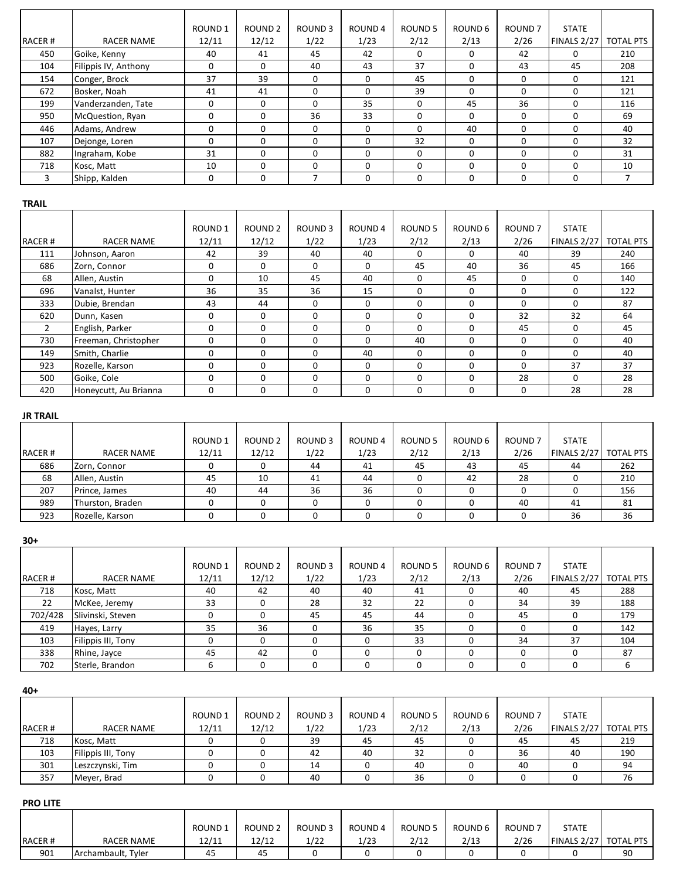| RACER # | RACER NAME | ROUND 1 12/11 | ROUND 2 12/12 | ROUND 3 1/22 | ROUND 4 1/23 | ROUND 5 2/12 | ROUND 6 2/13 | ROUND 7 2/26 | STATE FINALS 2/27 | TOTAL PTS |
|---|---|---|---|---|---|---|---|---|---|---|
| 450 | Goike, Kenny | 40 | 41 | 45 | 42 | 0 | 0 | 42 | 0 | 210 |
| 104 | Filippis IV, Anthony | 0 | 0 | 40 | 43 | 37 | 0 | 43 | 45 | 208 |
| 154 | Conger, Brock | 37 | 39 | 0 | 0 | 45 | 0 | 0 | 0 | 121 |
| 672 | Bosker, Noah | 41 | 41 | 0 | 0 | 39 | 0 | 0 | 0 | 121 |
| 199 | Vanderzanden, Tate | 0 | 0 | 0 | 35 | 0 | 45 | 36 | 0 | 116 |
| 950 | McQuestion, Ryan | 0 | 0 | 36 | 33 | 0 | 0 | 0 | 0 | 69 |
| 446 | Adams, Andrew | 0 | 0 | 0 | 0 | 0 | 40 | 0 | 0 | 40 |
| 107 | Dejonge, Loren | 0 | 0 | 0 | 0 | 32 | 0 | 0 | 0 | 32 |
| 882 | Ingraham, Kobe | 31 | 0 | 0 | 0 | 0 | 0 | 0 | 0 | 31 |
| 718 | Kosc, Matt | 10 | 0 | 0 | 0 | 0 | 0 | 0 | 0 | 10 |
| 3 | Shipp, Kalden | 0 | 0 | 7 | 0 | 0 | 0 | 0 | 0 | 7 |

**TRAIL**

| RACER # | RACER NAME | ROUND 1 12/11 | ROUND 2 12/12 | ROUND 3 1/22 | ROUND 4 1/23 | ROUND 5 2/12 | ROUND 6 2/13 | ROUND 7 2/26 | STATE FINALS 2/27 | TOTAL PTS |
|---|---|---|---|---|---|---|---|---|---|---|
| 111 | Johnson, Aaron | 42 | 39 | 40 | 40 | 0 | 0 | 40 | 39 | 240 |
| 686 | Zorn, Connor | 0 | 0 | 0 | 0 | 45 | 40 | 36 | 45 | 166 |
| 68 | Allen, Austin | 0 | 10 | 45 | 40 | 0 | 45 | 0 | 0 | 140 |
| 696 | Vanalst, Hunter | 36 | 35 | 36 | 15 | 0 | 0 | 0 | 0 | 122 |
| 333 | Dubie, Brendan | 43 | 44 | 0 | 0 | 0 | 0 | 0 | 0 | 87 |
| 620 | Dunn, Kasen | 0 | 0 | 0 | 0 | 0 | 0 | 32 | 32 | 64 |
| 2 | English, Parker | 0 | 0 | 0 | 0 | 0 | 0 | 45 | 0 | 45 |
| 730 | Freeman, Christopher | 0 | 0 | 0 | 0 | 40 | 0 | 0 | 0 | 40 |
| 149 | Smith, Charlie | 0 | 0 | 0 | 40 | 0 | 0 | 0 | 0 | 40 |
| 923 | Rozelle, Karson | 0 | 0 | 0 | 0 | 0 | 0 | 0 | 37 | 37 |
| 500 | Goike, Cole | 0 | 0 | 0 | 0 | 0 | 0 | 28 | 0 | 28 |
| 420 | Honeycutt, Au Brianna | 0 | 0 | 0 | 0 | 0 | 0 | 0 | 28 | 28 |

**JR TRAIL**

| RACER # | RACER NAME | ROUND 1 12/11 | ROUND 2 12/12 | ROUND 3 1/22 | ROUND 4 1/23 | ROUND 5 2/12 | ROUND 6 2/13 | ROUND 7 2/26 | STATE FINALS 2/27 | TOTAL PTS |
|---|---|---|---|---|---|---|---|---|---|---|
| 686 | Zorn, Connor | 0 | 0 | 44 | 41 | 45 | 43 | 45 | 44 | 262 |
| 68 | Allen, Austin | 45 | 10 | 41 | 44 | 0 | 42 | 28 | 0 | 210 |
| 207 | Prince, James | 40 | 44 | 36 | 36 | 0 | 0 | 0 | 0 | 156 |
| 989 | Thurston, Braden | 0 | 0 | 0 | 0 | 0 | 0 | 40 | 41 | 81 |
| 923 | Rozelle, Karson | 0 | 0 | 0 | 0 | 0 | 0 | 0 | 36 | 36 |

**30+**

| RACER # | RACER NAME | ROUND 1 12/11 | ROUND 2 12/12 | ROUND 3 1/22 | ROUND 4 1/23 | ROUND 5 2/12 | ROUND 6 2/13 | ROUND 7 2/26 | STATE FINALS 2/27 | TOTAL PTS |
|---|---|---|---|---|---|---|---|---|---|---|
| 718 | Kosc, Matt | 40 | 42 | 40 | 40 | 41 | 0 | 40 | 45 | 288 |
| 22 | McKee, Jeremy | 33 | 0 | 28 | 32 | 22 | 0 | 34 | 39 | 188 |
| 702/428 | Slivinski, Steven | 0 | 0 | 45 | 45 | 44 | 0 | 45 | 0 | 179 |
| 419 | Hayes, Larry | 35 | 36 | 0 | 36 | 35 | 0 | 0 | 0 | 142 |
| 103 | Filippis III, Tony | 0 | 0 | 0 | 0 | 33 | 0 | 34 | 37 | 104 |
| 338 | Rhine, Jayce | 45 | 42 | 0 | 0 | 0 | 0 | 0 | 0 | 87 |
| 702 | Sterle, Brandon | 6 | 0 | 0 | 0 | 0 | 0 | 0 | 0 | 6 |

**40+**

| RACER # | RACER NAME | ROUND 1 12/11 | ROUND 2 12/12 | ROUND 3 1/22 | ROUND 4 1/23 | ROUND 5 2/12 | ROUND 6 2/13 | ROUND 7 2/26 | STATE FINALS 2/27 | TOTAL PTS |
|---|---|---|---|---|---|---|---|---|---|---|
| 718 | Kosc, Matt | 0 | 0 | 39 | 45 | 45 | 0 | 45 | 45 | 219 |
| 103 | Filippis III, Tony | 0 | 0 | 42 | 40 | 32 | 0 | 36 | 40 | 190 |
| 301 | Leszczynski, Tim | 0 | 0 | 14 | 0 | 40 | 0 | 40 | 0 | 94 |
| 357 | Meyer, Brad | 0 | 0 | 40 | 0 | 36 | 0 | 0 | 0 | 76 |

**PRO LITE**

| RACER # | RACER NAME | ROUND 1 12/11 | ROUND 2 12/12 | ROUND 3 1/22 | ROUND 4 1/23 | ROUND 5 2/12 | ROUND 6 2/13 | ROUND 7 2/26 | STATE FINALS 2/27 | TOTAL PTS |
|---|---|---|---|---|---|---|---|---|---|---|
| 901 | Archambault, Tyler | 45 | 45 | 0 | 0 | 0 | 0 | 0 | 0 | 90 |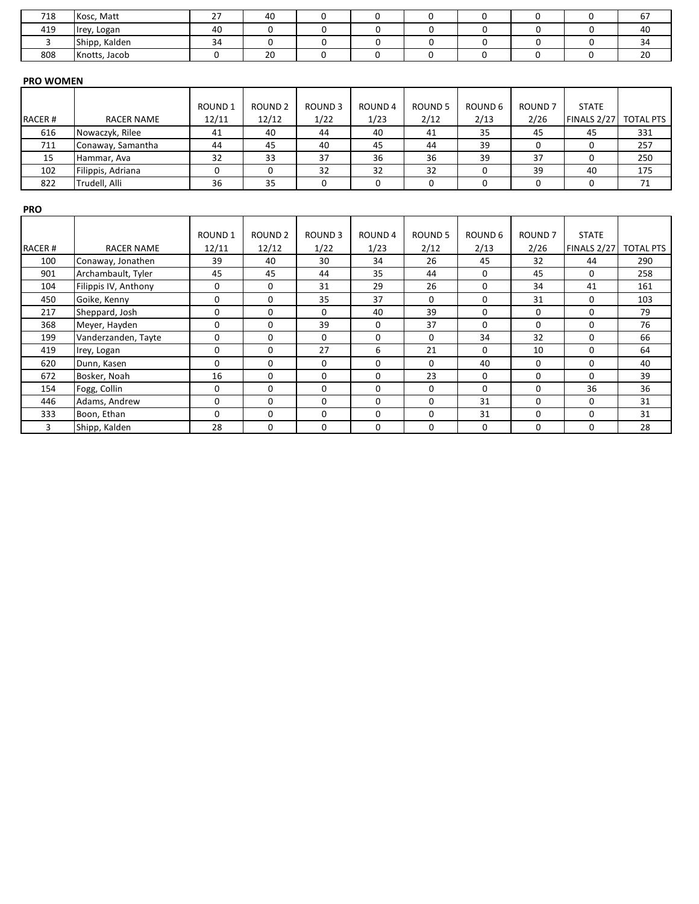| | | | | | | | | | | |
|---|---|---|---|---|---|---|---|---|---|---|
| 718 | Kosc, Matt | 27 | 40 | 0 | 0 | 0 | 0 | 0 | 0 | 67 |
| 419 | Irey, Logan | 40 | 0 | 0 | 0 | 0 | 0 | 0 | 0 | 40 |
| 3 | Shipp, Kalden | 34 | 0 | 0 | 0 | 0 | 0 | 0 | 0 | 34 |
| 808 | Knotts, Jacob | 0 | 20 | 0 | 0 | 0 | 0 | 0 | 0 | 20 |

**PRO WOMEN**

| RACER # | RACER NAME | ROUND 1 12/11 | ROUND 2 12/12 | ROUND 3 1/22 | ROUND 4 1/23 | ROUND 5 2/12 | ROUND 6 2/13 | ROUND 7 2/26 | STATE FINALS 2/27 | TOTAL PTS |
|---|---|---|---|---|---|---|---|---|---|---|
| 616 | Nowaczyk, Rilee | 41 | 40 | 44 | 40 | 41 | 35 | 45 | 45 | 331 |
| 711 | Conaway, Samantha | 44 | 45 | 40 | 45 | 44 | 39 | 0 | 0 | 257 |
| 15 | Hammar, Ava | 32 | 33 | 37 | 36 | 36 | 39 | 37 | 0 | 250 |
| 102 | Filippis, Adriana | 0 | 0 | 32 | 32 | 32 | 0 | 39 | 40 | 175 |
| 822 | Trudell, Alli | 36 | 35 | 0 | 0 | 0 | 0 | 0 | 0 | 71 |

**PRO**

| RACER # | RACER NAME | ROUND 1 12/11 | ROUND 2 12/12 | ROUND 3 1/22 | ROUND 4 1/23 | ROUND 5 2/12 | ROUND 6 2/13 | ROUND 7 2/26 | STATE FINALS 2/27 | TOTAL PTS |
|---|---|---|---|---|---|---|---|---|---|---|
| 100 | Conaway, Jonathen | 39 | 40 | 30 | 34 | 26 | 45 | 32 | 44 | 290 |
| 901 | Archambault, Tyler | 45 | 45 | 44 | 35 | 44 | 0 | 45 | 0 | 258 |
| 104 | Filippis IV, Anthony | 0 | 0 | 31 | 29 | 26 | 0 | 34 | 41 | 161 |
| 450 | Goike, Kenny | 0 | 0 | 35 | 37 | 0 | 0 | 31 | 0 | 103 |
| 217 | Sheppard, Josh | 0 | 0 | 0 | 40 | 39 | 0 | 0 | 0 | 79 |
| 368 | Meyer, Hayden | 0 | 0 | 39 | 0 | 37 | 0 | 0 | 0 | 76 |
| 199 | Vanderzanden, Tayte | 0 | 0 | 0 | 0 | 0 | 34 | 32 | 0 | 66 |
| 419 | Irey, Logan | 0 | 0 | 27 | 6 | 21 | 0 | 10 | 0 | 64 |
| 620 | Dunn, Kasen | 0 | 0 | 0 | 0 | 0 | 40 | 0 | 0 | 40 |
| 672 | Bosker, Noah | 16 | 0 | 0 | 0 | 23 | 0 | 0 | 0 | 39 |
| 154 | Fogg, Collin | 0 | 0 | 0 | 0 | 0 | 0 | 0 | 36 | 36 |
| 446 | Adams, Andrew | 0 | 0 | 0 | 0 | 0 | 31 | 0 | 0 | 31 |
| 333 | Boon, Ethan | 0 | 0 | 0 | 0 | 0 | 31 | 0 | 0 | 31 |
| 3 | Shipp, Kalden | 28 | 0 | 0 | 0 | 0 | 0 | 0 | 0 | 28 |